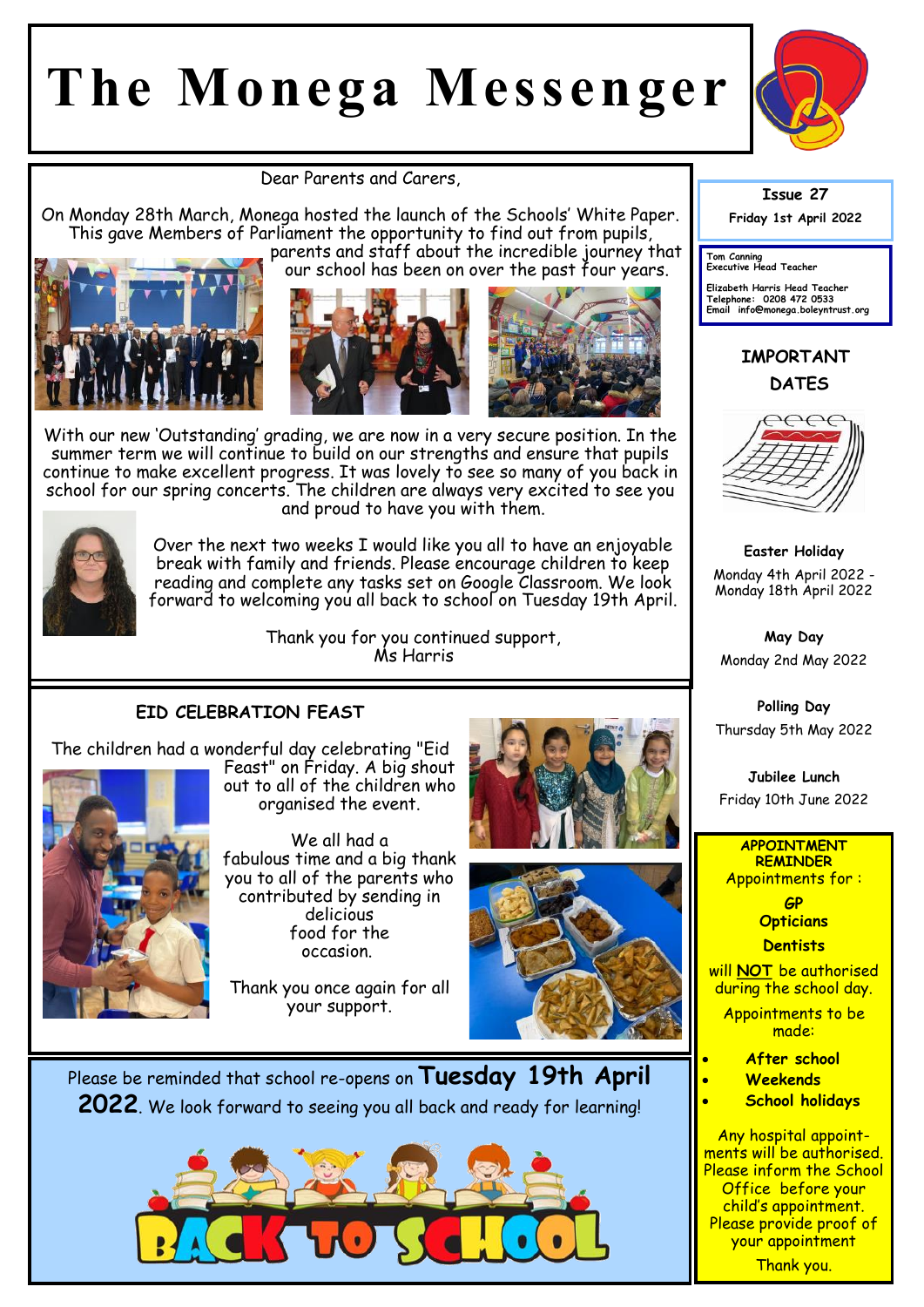# The Monega Messenger

Dear Parents and Carers,

On Monday 28th March, Monega hosted the launch of the Schools' White Paper. This gave Members of Parliament the opportunity to find out from pupils, parents and staff about the incredible journey that our school has been on over the past four years.

With our new 'Outstanding' grading, we are now in a very secure position. In the summer term we will continue to build on our strengths and ensure that pupils continue to make excellent progress. It was lovely to see so many of you back in school for our spring concerts. The children are always very excited to see you and proud to have you with them.

Over the next two weeks I would like you all to have an enjoyable break with family and friends. Please encourage children to keep reading and complete any tasks set on Google Classroom. We look forward to welcoming you all back to school on Tuesday 19th April.

Thank you for you continued support,
Ms Harris

## EID CELEBRATION FEAST

The children had a wonderful day celebrating "Eid Feast" on Friday. A big shout out to all of the children who organised the event.

We all had a fabulous time and a big thank you to all of the parents who contributed by sending in delicious food for the occasion.

Thank you once again for all your support.

Please be reminded that school re-opens on **Tuesday 19th April 2022**. We look forward to seeing you all back and ready for learning!

---

**Issue 27**

**Friday 1st April 2022**

Tom Canning
Executive Head Teacher

Elizabeth Harris Head Teacher
Telephone: 0208 472 0533
Email info@monega.boleyntrust.org

## IMPORTANT DATES

**Easter Holiday**
Monday 4th April 2022 - Monday 18th April 2022

**May Day**
Monday 2nd May 2022

**Polling Day**
Thursday 5th May 2022

**Jubilee Lunch**
Friday 10th June 2022

**APPOINTMENT REMINDER**

Appointments for :

**GP**
**Opticians**
**Dentists**

will **NOT** be authorised during the school day.

Appointments to be made:

- **After school**
- **Weekends**
- **School holidays**

Any hospital appointments will be authorised. Please inform the School Office before your child's appointment. Please provide proof of your appointment

Thank you.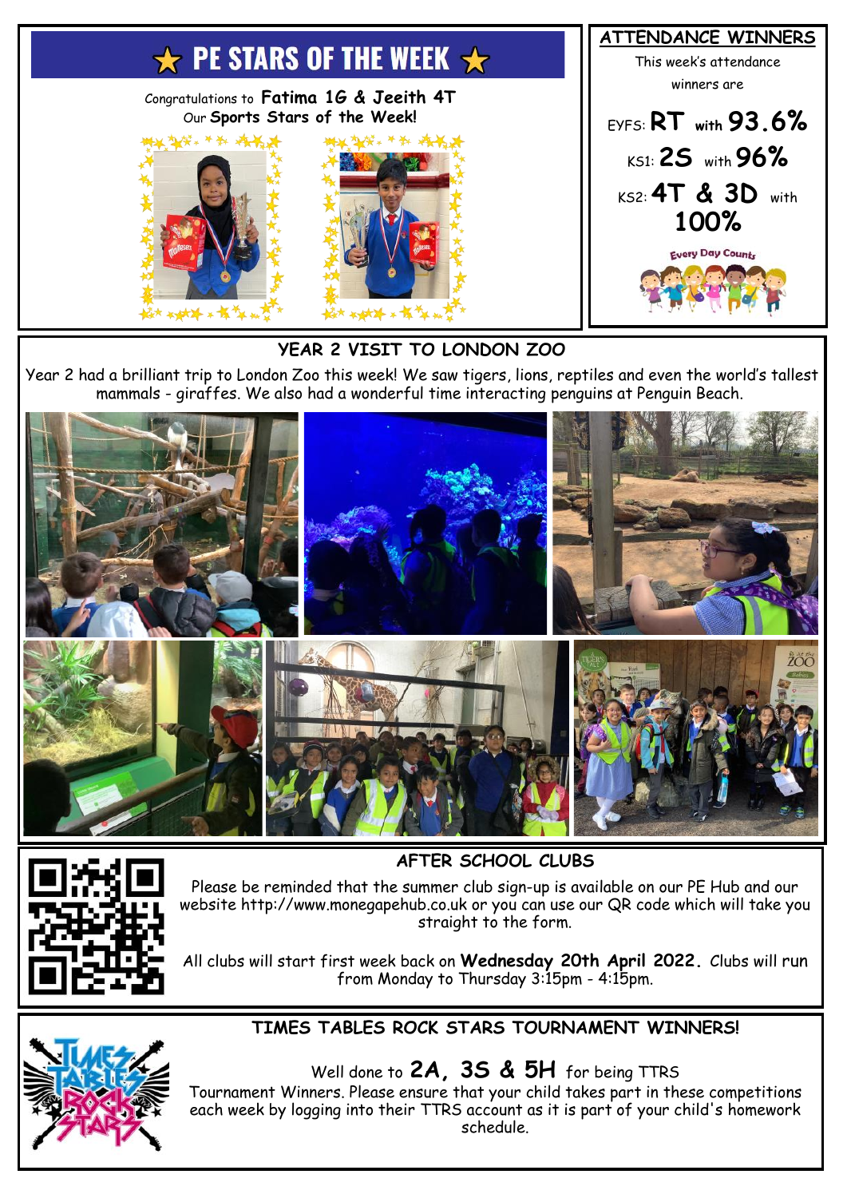## PE STARS OF THE WEEK

Congratulations to **Fatima 1G & Jeeith 4T**
Our **Sports Stars of the Week!**

## ATTENDANCE WINNERS

This week's attendance winners are

EYFS: **RT** with **93.6%**

KS1: **2S** with **96%**

KS2: **4T & 3D** with **100%**

Every Day Counts

## YEAR 2 VISIT TO LONDON ZOO

Year 2 had a brilliant trip to London Zoo this week! We saw tigers, lions, reptiles and even the world's tallest mammals - giraffes. We also had a wonderful time interacting penguins at Penguin Beach.

## AFTER SCHOOL CLUBS

Please be reminded that the summer club sign-up is available on our PE Hub and our website http://www.monegapehub.co.uk or you can use our QR code which will take you straight to the form.

All clubs will start first week back on **Wednesday 20th April 2022.** Clubs will run from Monday to Thursday 3:15pm - 4:15pm.

## TIMES TABLES ROCK STARS TOURNAMENT WINNERS!

Well done to **2A, 3S & 5H** for being TTRS Tournament Winners. Please ensure that your child takes part in these competitions each week by logging into their TTRS account as it is part of your child's homework schedule.